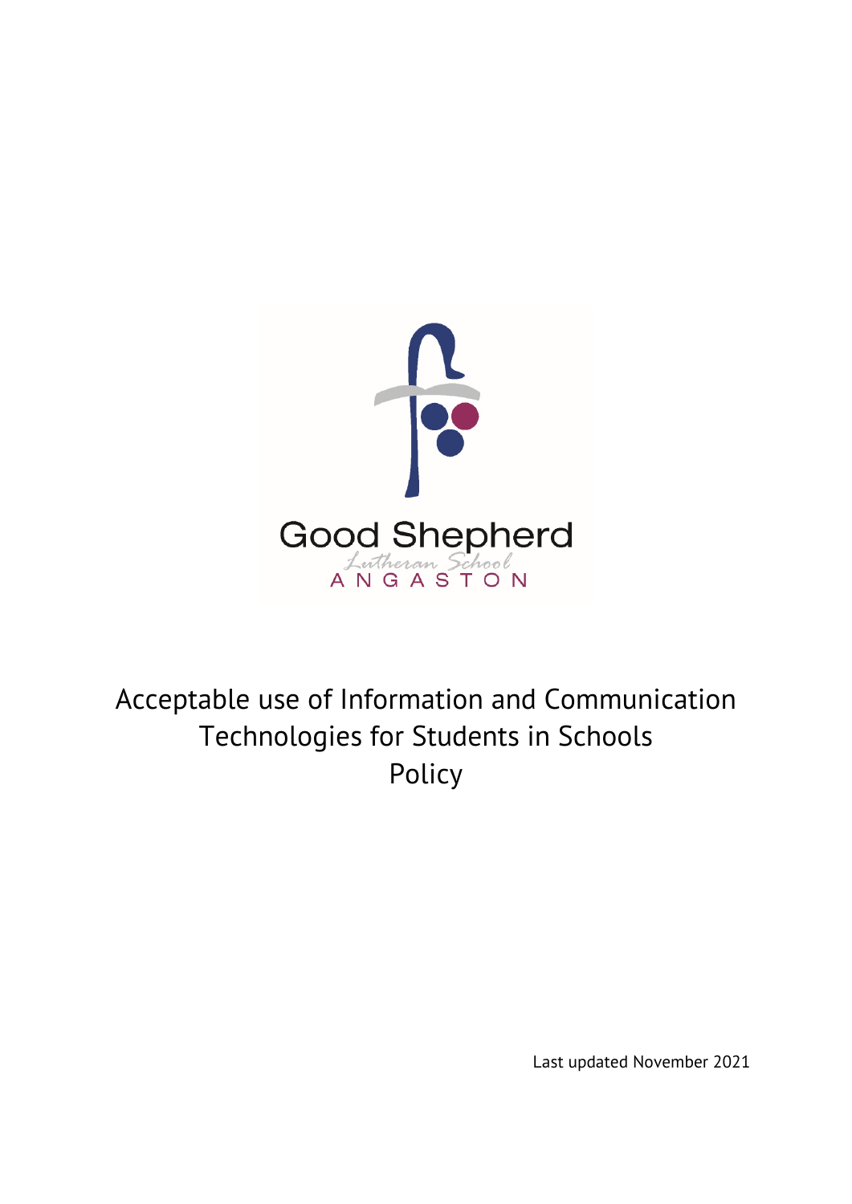Good Shepherd

Lutheran School

ANGASTON

# Acceptable use of Information and Communication Technologies for Students in Schools Policy

Last updated November 2021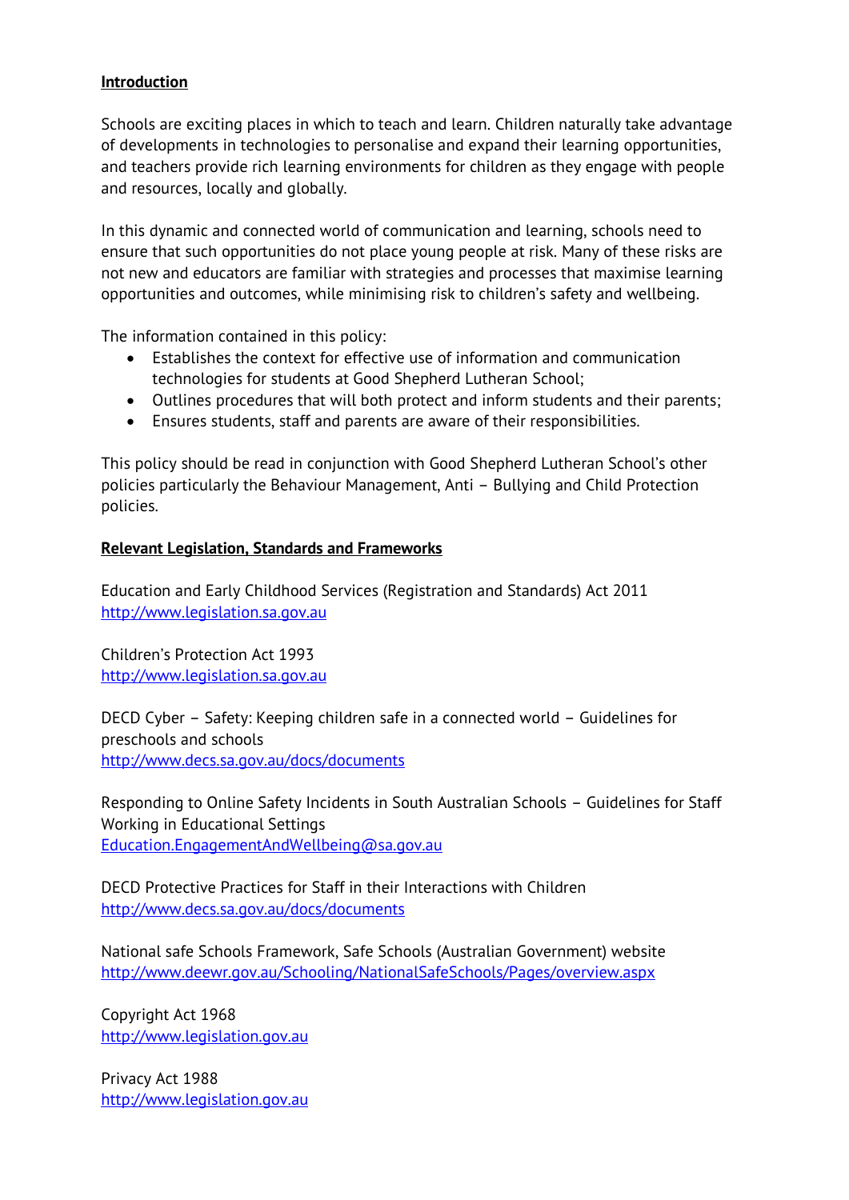**Introduction**

Schools are exciting places in which to teach and learn. Children naturally take advantage of developments in technologies to personalise and expand their learning opportunities, and teachers provide rich learning environments for children as they engage with people and resources, locally and globally.

In this dynamic and connected world of communication and learning, schools need to ensure that such opportunities do not place young people at risk. Many of these risks are not new and educators are familiar with strategies and processes that maximise learning opportunities and outcomes, while minimising risk to children's safety and wellbeing.

The information contained in this policy:

- Establishes the context for effective use of information and communication technologies for students at Good Shepherd Lutheran School;
- Outlines procedures that will both protect and inform students and their parents;
- Ensures students, staff and parents are aware of their responsibilities.

This policy should be read in conjunction with Good Shepherd Lutheran School's other policies particularly the Behaviour Management, Anti – Bullying and Child Protection policies.

**Relevant Legislation, Standards and Frameworks**

Education and Early Childhood Services (Registration and Standards) Act 2011
http://www.legislation.sa.gov.au

Children's Protection Act 1993
http://www.legislation.sa.gov.au

DECD Cyber – Safety: Keeping children safe in a connected world – Guidelines for preschools and schools
http://www.decs.sa.gov.au/docs/documents

Responding to Online Safety Incidents in South Australian Schools – Guidelines for Staff Working in Educational Settings
Education.EngagementAndWellbeing@sa.gov.au

DECD Protective Practices for Staff in their Interactions with Children
http://www.decs.sa.gov.au/docs/documents

National safe Schools Framework, Safe Schools (Australian Government) website
http://www.deewr.gov.au/Schooling/NationalSafeSchools/Pages/overview.aspx

Copyright Act 1968
http://www.legislation.gov.au

Privacy Act 1988
http://www.legislation.gov.au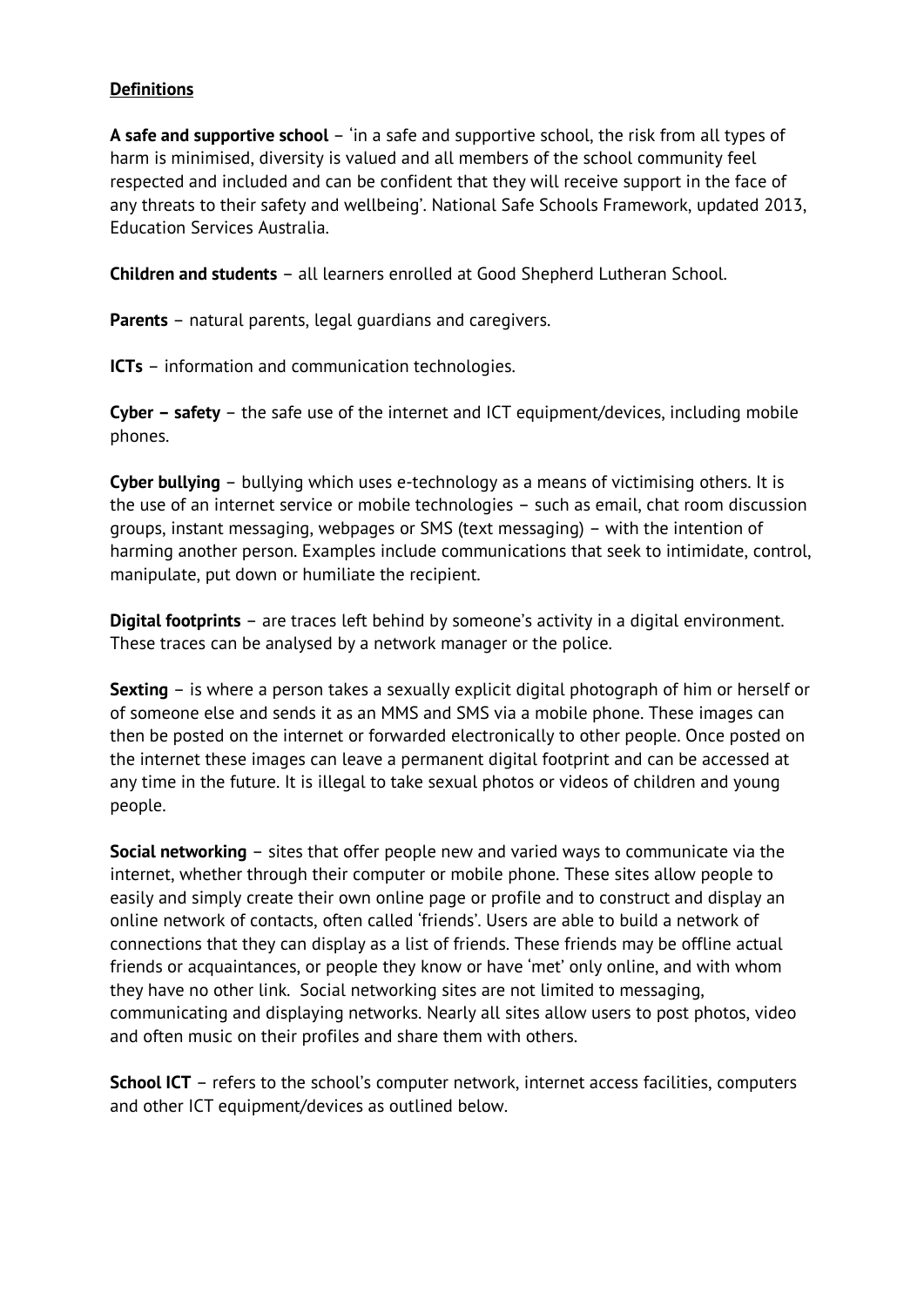## **Definitions**

**A safe and supportive school** – 'in a safe and supportive school, the risk from all types of harm is minimised, diversity is valued and all members of the school community feel respected and included and can be confident that they will receive support in the face of any threats to their safety and wellbeing'. National Safe Schools Framework, updated 2013, Education Services Australia.

**Children and students** – all learners enrolled at Good Shepherd Lutheran School.

**Parents** – natural parents, legal guardians and caregivers.

**ICTs** – information and communication technologies.

**Cyber – safety** – the safe use of the internet and ICT equipment/devices, including mobile phones.

**Cyber bullying** – bullying which uses e-technology as a means of victimising others. It is the use of an internet service or mobile technologies – such as email, chat room discussion groups, instant messaging, webpages or SMS (text messaging) – with the intention of harming another person. Examples include communications that seek to intimidate, control, manipulate, put down or humiliate the recipient.

**Digital footprints** – are traces left behind by someone's activity in a digital environment. These traces can be analysed by a network manager or the police.

**Sexting** – is where a person takes a sexually explicit digital photograph of him or herself or of someone else and sends it as an MMS and SMS via a mobile phone. These images can then be posted on the internet or forwarded electronically to other people. Once posted on the internet these images can leave a permanent digital footprint and can be accessed at any time in the future. It is illegal to take sexual photos or videos of children and young people.

**Social networking** – sites that offer people new and varied ways to communicate via the internet, whether through their computer or mobile phone. These sites allow people to easily and simply create their own online page or profile and to construct and display an online network of contacts, often called 'friends'. Users are able to build a network of connections that they can display as a list of friends. These friends may be offline actual friends or acquaintances, or people they know or have 'met' only online, and with whom they have no other link. Social networking sites are not limited to messaging, communicating and displaying networks. Nearly all sites allow users to post photos, video and often music on their profiles and share them with others.

**School ICT** – refers to the school's computer network, internet access facilities, computers and other ICT equipment/devices as outlined below.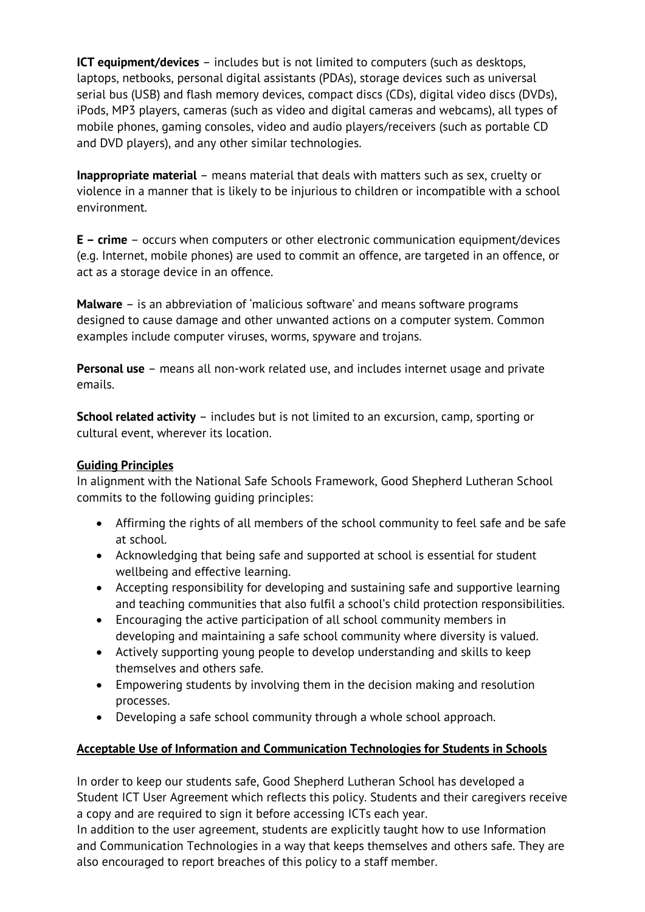**ICT equipment/devices** – includes but is not limited to computers (such as desktops, laptops, netbooks, personal digital assistants (PDAs), storage devices such as universal serial bus (USB) and flash memory devices, compact discs (CDs), digital video discs (DVDs), iPods, MP3 players, cameras (such as video and digital cameras and webcams), all types of mobile phones, gaming consoles, video and audio players/receivers (such as portable CD and DVD players), and any other similar technologies.

**Inappropriate material** – means material that deals with matters such as sex, cruelty or violence in a manner that is likely to be injurious to children or incompatible with a school environment.

**E – crime** – occurs when computers or other electronic communication equipment/devices (e.g. Internet, mobile phones) are used to commit an offence, are targeted in an offence, or act as a storage device in an offence.

**Malware** – is an abbreviation of 'malicious software' and means software programs designed to cause damage and other unwanted actions on a computer system. Common examples include computer viruses, worms, spyware and trojans.

**Personal use** – means all non-work related use, and includes internet usage and private emails.

**School related activity** – includes but is not limited to an excursion, camp, sporting or cultural event, wherever its location.

## Guiding Principles

In alignment with the National Safe Schools Framework, Good Shepherd Lutheran School commits to the following guiding principles:

- Affirming the rights of all members of the school community to feel safe and be safe at school.
- Acknowledging that being safe and supported at school is essential for student wellbeing and effective learning.
- Accepting responsibility for developing and sustaining safe and supportive learning and teaching communities that also fulfil a school's child protection responsibilities.
- Encouraging the active participation of all school community members in developing and maintaining a safe school community where diversity is valued.
- Actively supporting young people to develop understanding and skills to keep themselves and others safe.
- Empowering students by involving them in the decision making and resolution processes.
- Developing a safe school community through a whole school approach.

## Acceptable Use of Information and Communication Technologies for Students in Schools

In order to keep our students safe, Good Shepherd Lutheran School has developed a Student ICT User Agreement which reflects this policy. Students and their caregivers receive a copy and are required to sign it before accessing ICTs each year.
In addition to the user agreement, students are explicitly taught how to use Information and Communication Technologies in a way that keeps themselves and others safe. They are also encouraged to report breaches of this policy to a staff member.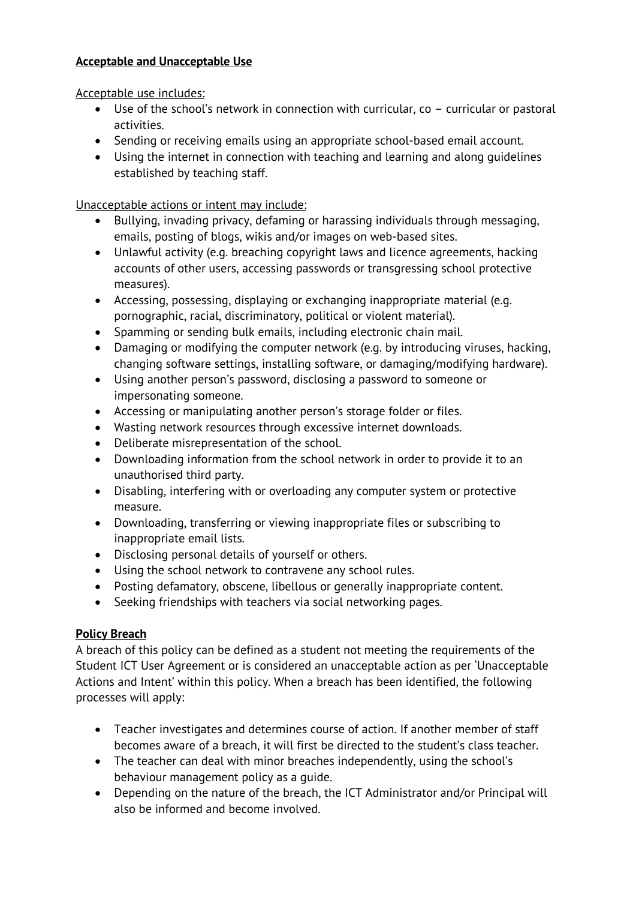**Acceptable and Unacceptable Use**

Acceptable use includes:

- Use of the school's network in connection with curricular, co – curricular or pastoral activities.
- Sending or receiving emails using an appropriate school-based email account.
- Using the internet in connection with teaching and learning and along guidelines established by teaching staff.

Unacceptable actions or intent may include:

- Bullying, invading privacy, defaming or harassing individuals through messaging, emails, posting of blogs, wikis and/or images on web-based sites.
- Unlawful activity (e.g. breaching copyright laws and licence agreements, hacking accounts of other users, accessing passwords or transgressing school protective measures).
- Accessing, possessing, displaying or exchanging inappropriate material (e.g. pornographic, racial, discriminatory, political or violent material).
- Spamming or sending bulk emails, including electronic chain mail.
- Damaging or modifying the computer network (e.g. by introducing viruses, hacking, changing software settings, installing software, or damaging/modifying hardware).
- Using another person's password, disclosing a password to someone or impersonating someone.
- Accessing or manipulating another person's storage folder or files.
- Wasting network resources through excessive internet downloads.
- Deliberate misrepresentation of the school.
- Downloading information from the school network in order to provide it to an unauthorised third party.
- Disabling, interfering with or overloading any computer system or protective measure.
- Downloading, transferring or viewing inappropriate files or subscribing to inappropriate email lists.
- Disclosing personal details of yourself or others.
- Using the school network to contravene any school rules.
- Posting defamatory, obscene, libellous or generally inappropriate content.
- Seeking friendships with teachers via social networking pages.

**Policy Breach**

A breach of this policy can be defined as a student not meeting the requirements of the Student ICT User Agreement or is considered an unacceptable action as per 'Unacceptable Actions and Intent' within this policy. When a breach has been identified, the following processes will apply:

- Teacher investigates and determines course of action. If another member of staff becomes aware of a breach, it will first be directed to the student's class teacher.
- The teacher can deal with minor breaches independently, using the school's behaviour management policy as a guide.
- Depending on the nature of the breach, the ICT Administrator and/or Principal will also be informed and become involved.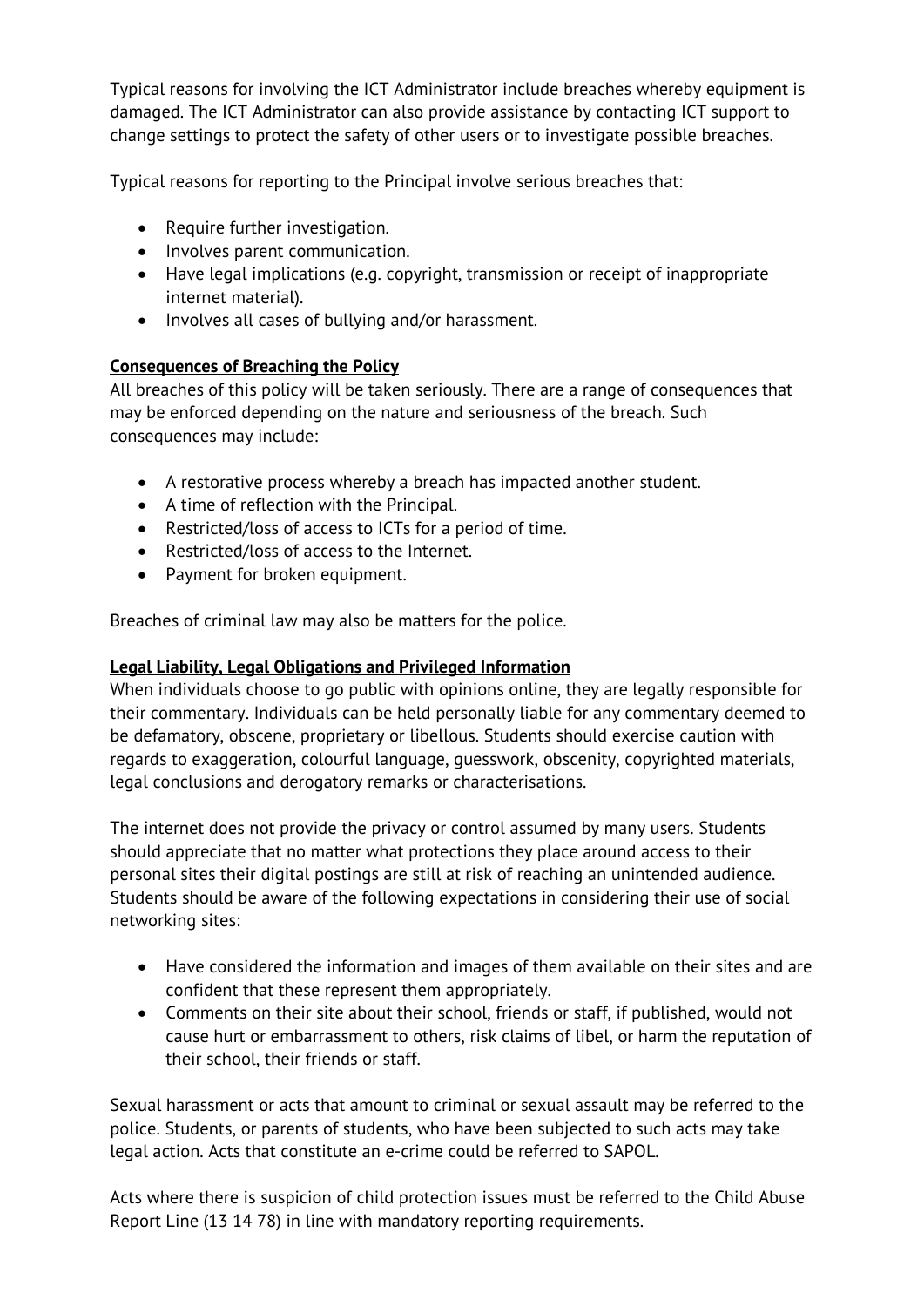Typical reasons for involving the ICT Administrator include breaches whereby equipment is damaged. The ICT Administrator can also provide assistance by contacting ICT support to change settings to protect the safety of other users or to investigate possible breaches.

Typical reasons for reporting to the Principal involve serious breaches that:

- Require further investigation.
- Involves parent communication.
- Have legal implications (e.g. copyright, transmission or receipt of inappropriate internet material).
- Involves all cases of bullying and/or harassment.

**Consequences of Breaching the Policy**

All breaches of this policy will be taken seriously. There are a range of consequences that may be enforced depending on the nature and seriousness of the breach. Such consequences may include:

- A restorative process whereby a breach has impacted another student.
- A time of reflection with the Principal.
- Restricted/loss of access to ICTs for a period of time.
- Restricted/loss of access to the Internet.
- Payment for broken equipment.

Breaches of criminal law may also be matters for the police.

**Legal Liability, Legal Obligations and Privileged Information**

When individuals choose to go public with opinions online, they are legally responsible for their commentary. Individuals can be held personally liable for any commentary deemed to be defamatory, obscene, proprietary or libellous. Students should exercise caution with regards to exaggeration, colourful language, guesswork, obscenity, copyrighted materials, legal conclusions and derogatory remarks or characterisations.

The internet does not provide the privacy or control assumed by many users. Students should appreciate that no matter what protections they place around access to their personal sites their digital postings are still at risk of reaching an unintended audience. Students should be aware of the following expectations in considering their use of social networking sites:

- Have considered the information and images of them available on their sites and are confident that these represent them appropriately.
- Comments on their site about their school, friends or staff, if published, would not cause hurt or embarrassment to others, risk claims of libel, or harm the reputation of their school, their friends or staff.

Sexual harassment or acts that amount to criminal or sexual assault may be referred to the police. Students, or parents of students, who have been subjected to such acts may take legal action. Acts that constitute an e-crime could be referred to SAPOL.

Acts where there is suspicion of child protection issues must be referred to the Child Abuse Report Line (13 14 78) in line with mandatory reporting requirements.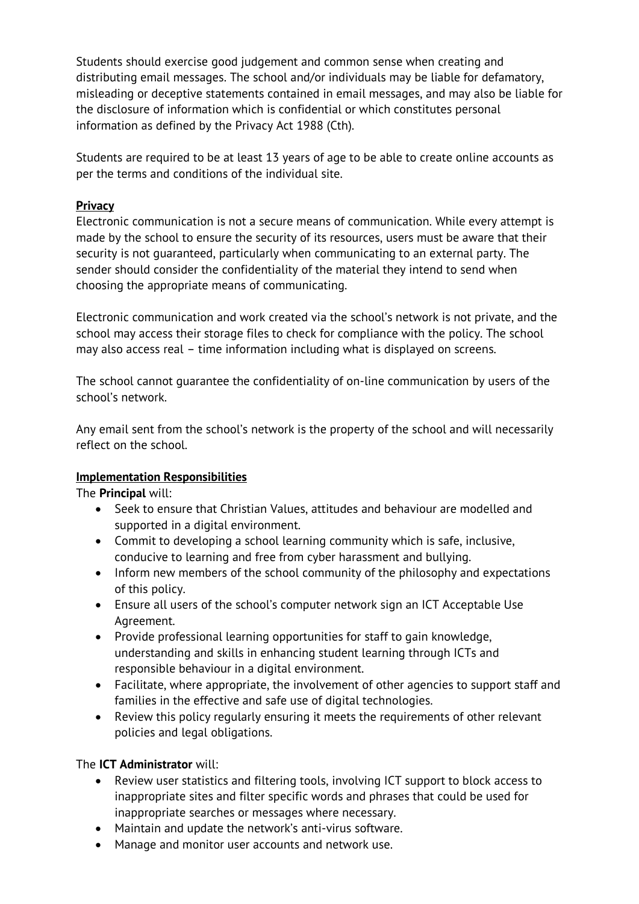Students should exercise good judgement and common sense when creating and distributing email messages. The school and/or individuals may be liable for defamatory, misleading or deceptive statements contained in email messages, and may also be liable for the disclosure of information which is confidential or which constitutes personal information as defined by the Privacy Act 1988 (Cth).

Students are required to be at least 13 years of age to be able to create online accounts as per the terms and conditions of the individual site.

**Privacy**

Electronic communication is not a secure means of communication. While every attempt is made by the school to ensure the security of its resources, users must be aware that their security is not guaranteed, particularly when communicating to an external party. The sender should consider the confidentiality of the material they intend to send when choosing the appropriate means of communicating.

Electronic communication and work created via the school's network is not private, and the school may access their storage files to check for compliance with the policy. The school may also access real – time information including what is displayed on screens.

The school cannot guarantee the confidentiality of on-line communication by users of the school's network.

Any email sent from the school's network is the property of the school and will necessarily reflect on the school.

**Implementation Responsibilities**

The **Principal** will:

- Seek to ensure that Christian Values, attitudes and behaviour are modelled and supported in a digital environment.
- Commit to developing a school learning community which is safe, inclusive, conducive to learning and free from cyber harassment and bullying.
- Inform new members of the school community of the philosophy and expectations of this policy.
- Ensure all users of the school's computer network sign an ICT Acceptable Use Agreement.
- Provide professional learning opportunities for staff to gain knowledge, understanding and skills in enhancing student learning through ICTs and responsible behaviour in a digital environment.
- Facilitate, where appropriate, the involvement of other agencies to support staff and families in the effective and safe use of digital technologies.
- Review this policy regularly ensuring it meets the requirements of other relevant policies and legal obligations.

The **ICT Administrator** will:

- Review user statistics and filtering tools, involving ICT support to block access to inappropriate sites and filter specific words and phrases that could be used for inappropriate searches or messages where necessary.
- Maintain and update the network's anti-virus software.
- Manage and monitor user accounts and network use.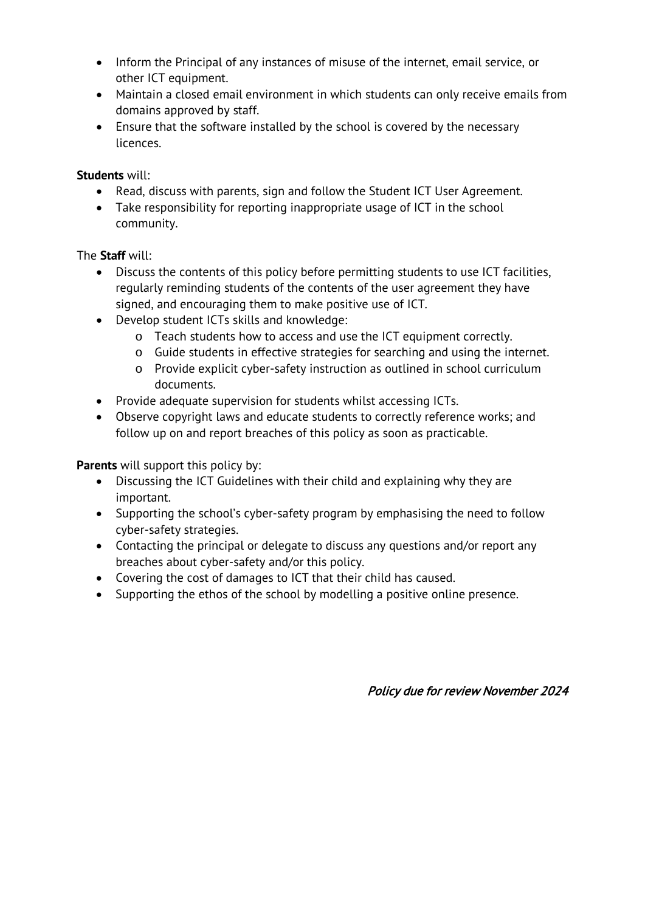- Inform the Principal of any instances of misuse of the internet, email service, or other ICT equipment.
- Maintain a closed email environment in which students can only receive emails from domains approved by staff.
- Ensure that the software installed by the school is covered by the necessary licences.

**Students** will:

- Read, discuss with parents, sign and follow the Student ICT User Agreement.
- Take responsibility for reporting inappropriate usage of ICT in the school community.

The **Staff** will:

- Discuss the contents of this policy before permitting students to use ICT facilities, regularly reminding students of the contents of the user agreement they have signed, and encouraging them to make positive use of ICT.
- Develop student ICTs skills and knowledge:
    - Teach students how to access and use the ICT equipment correctly.
    - Guide students in effective strategies for searching and using the internet.
    - Provide explicit cyber-safety instruction as outlined in school curriculum documents.
- Provide adequate supervision for students whilst accessing ICTs.
- Observe copyright laws and educate students to correctly reference works; and follow up on and report breaches of this policy as soon as practicable.

**Parents** will support this policy by:

- Discussing the ICT Guidelines with their child and explaining why they are important.
- Supporting the school's cyber-safety program by emphasising the need to follow cyber-safety strategies.
- Contacting the principal or delegate to discuss any questions and/or report any breaches about cyber-safety and/or this policy.
- Covering the cost of damages to ICT that their child has caused.
- Supporting the ethos of the school by modelling a positive online presence.

*Policy due for review November 2024*